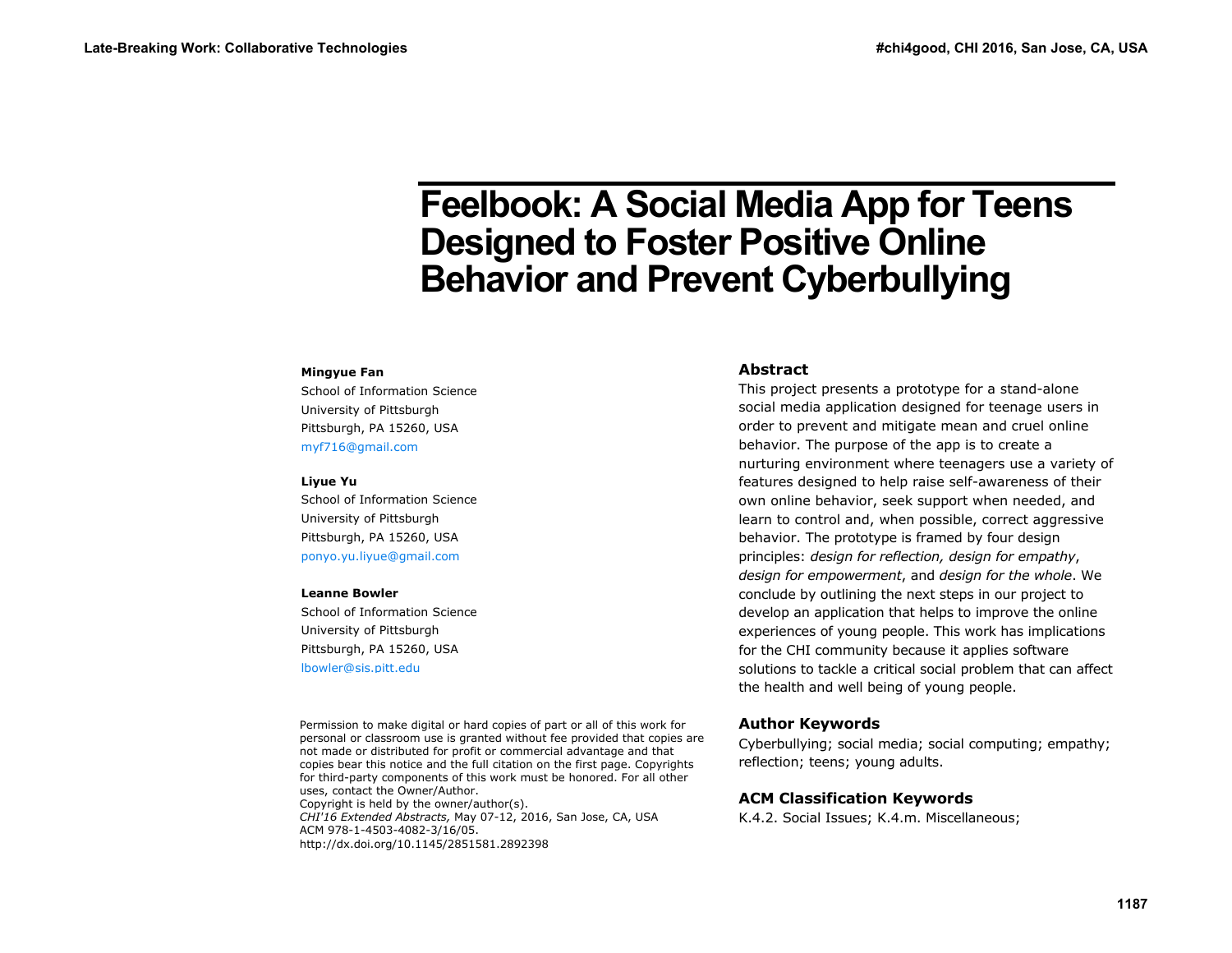# Feelbook: A Social Media App for Teens Designed to Foster Positive Online Behavior and Prevent Cyberbullying

**Mingyue Fan**
School of Information Science
University of Pittsburgh
Pittsburgh, PA 15260, USA
myf716@gmail.com

**Liyue Yu**
School of Information Science
University of Pittsburgh
Pittsburgh, PA 15260, USA
ponyo.yu.liyue@gmail.com

**Leanne Bowler**
School of Information Science
University of Pittsburgh
Pittsburgh, PA 15260, USA
lbowler@sis.pitt.edu

Permission to make digital or hard copies of part or all of this work for personal or classroom use is granted without fee provided that copies are not made or distributed for profit or commercial advantage and that copies bear this notice and the full citation on the first page. Copyrights for third-party components of this work must be honored. For all other uses, contact the Owner/Author.
Copyright is held by the owner/author(s).
*CHI'16 Extended Abstracts,* May 07-12, 2016, San Jose, CA, USA
ACM 978-1-4503-4082-3/16/05.
http://dx.doi.org/10.1145/2851581.2892398

## Abstract

This project presents a prototype for a stand-alone social media application designed for teenage users in order to prevent and mitigate mean and cruel online behavior. The purpose of the app is to create a nurturing environment where teenagers use a variety of features designed to help raise self-awareness of their own online behavior, seek support when needed, and learn to control and, when possible, correct aggressive behavior. The prototype is framed by four design principles: *design for reflection, design for empathy*, *design for empowerment*, and *design for the whole*. We conclude by outlining the next steps in our project to develop an application that helps to improve the online experiences of young people. This work has implications for the CHI community because it applies software solutions to tackle a critical social problem that can affect the health and well being of young people.

## Author Keywords

Cyberbullying; social media; social computing; empathy; reflection; teens; young adults.

## ACM Classification Keywords

K.4.2. Social Issues; K.4.m. Miscellaneous;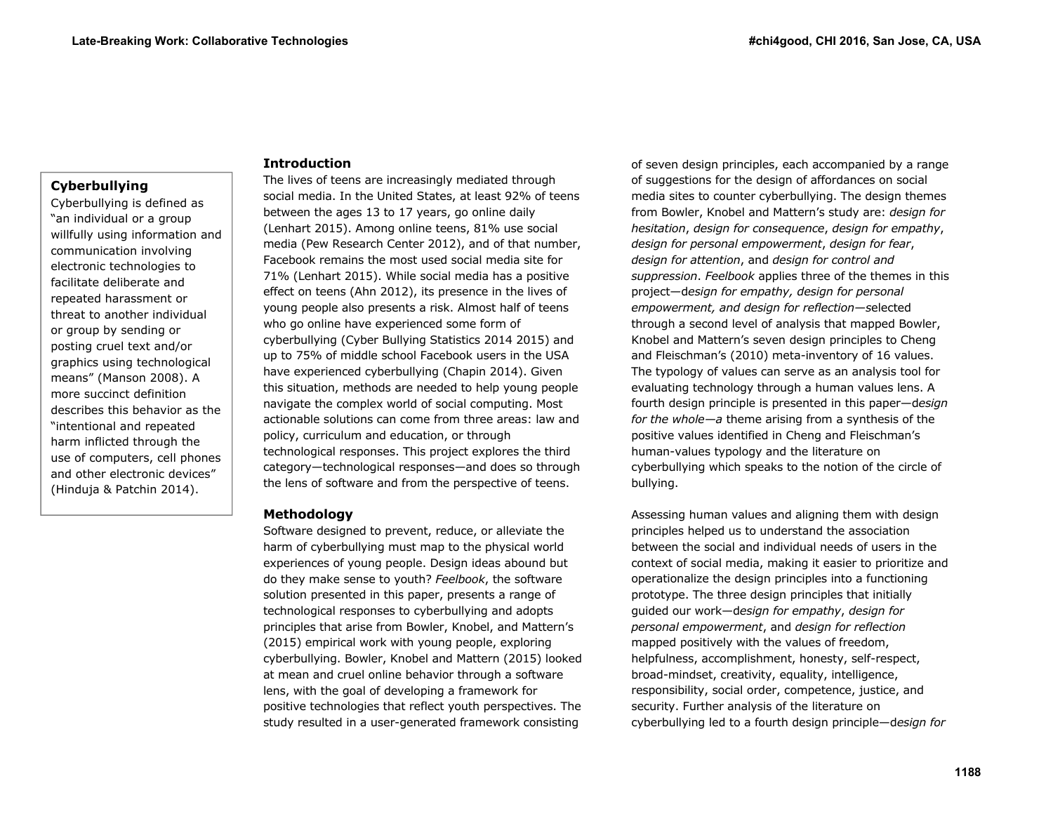### Cyberbullying

Cyberbullying is defined as "an individual or a group willfully using information and communication involving electronic technologies to facilitate deliberate and repeated harassment or threat to another individual or group by sending or posting cruel text and/or graphics using technological means" (Manson 2008). A more succinct definition describes this behavior as the "intentional and repeated harm inflicted through the use of computers, cell phones and other electronic devices" (Hinduja & Patchin 2014).

## Introduction

The lives of teens are increasingly mediated through social media. In the United States, at least 92% of teens between the ages 13 to 17 years, go online daily (Lenhart 2015). Among online teens, 81% use social media (Pew Research Center 2012), and of that number, Facebook remains the most used social media site for 71% (Lenhart 2015). While social media has a positive effect on teens (Ahn 2012), its presence in the lives of young people also presents a risk. Almost half of teens who go online have experienced some form of cyberbullying (Cyber Bullying Statistics 2014 2015) and up to 75% of middle school Facebook users in the USA have experienced cyberbullying (Chapin 2014). Given this situation, methods are needed to help young people navigate the complex world of social computing. Most actionable solutions can come from three areas: law and policy, curriculum and education, or through technological responses. This project explores the third category—technological responses—and does so through the lens of software and from the perspective of teens.

## Methodology

Software designed to prevent, reduce, or alleviate the harm of cyberbullying must map to the physical world experiences of young people. Design ideas abound but do they make sense to youth? *Feelbook*, the software solution presented in this paper, presents a range of technological responses to cyberbullying and adopts principles that arise from Bowler, Knobel, and Mattern's (2015) empirical work with young people, exploring cyberbullying. Bowler, Knobel and Mattern (2015) looked at mean and cruel online behavior through a software lens, with the goal of developing a framework for positive technologies that reflect youth perspectives. The study resulted in a user-generated framework consisting of seven design principles, each accompanied by a range of suggestions for the design of affordances on social media sites to counter cyberbullying. The design themes from Bowler, Knobel and Mattern's study are: *design for hesitation*, *design for consequence*, *design for empathy*, *design for personal empowerment*, *design for fear*, *design for attention*, and *design for control and suppression*. *Feelbook* applies three of the themes in this project—*design for empathy, design for personal empowerment, and design for reflection*—selected through a second level of analysis that mapped Bowler, Knobel and Mattern's seven design principles to Cheng and Fleischman's (2010) meta-inventory of 16 values. The typology of values can serve as an analysis tool for evaluating technology through a human values lens. A fourth design principle is presented in this paper—*design for the whole*—a theme arising from a synthesis of the positive values identified in Cheng and Fleischman's human-values typology and the literature on cyberbullying which speaks to the notion of the circle of bullying.

Assessing human values and aligning them with design principles helped us to understand the association between the social and individual needs of users in the context of social media, making it easier to prioritize and operationalize the design principles into a functioning prototype. The three design principles that initially guided our work—*design for empathy*, *design for personal empowerment*, and *design for reflection* mapped positively with the values of freedom, helpfulness, accomplishment, honesty, self-respect, broad-mindset, creativity, equality, intelligence, responsibility, social order, competence, justice, and security. Further analysis of the literature on cyberbullying led to a fourth design principle—*design for*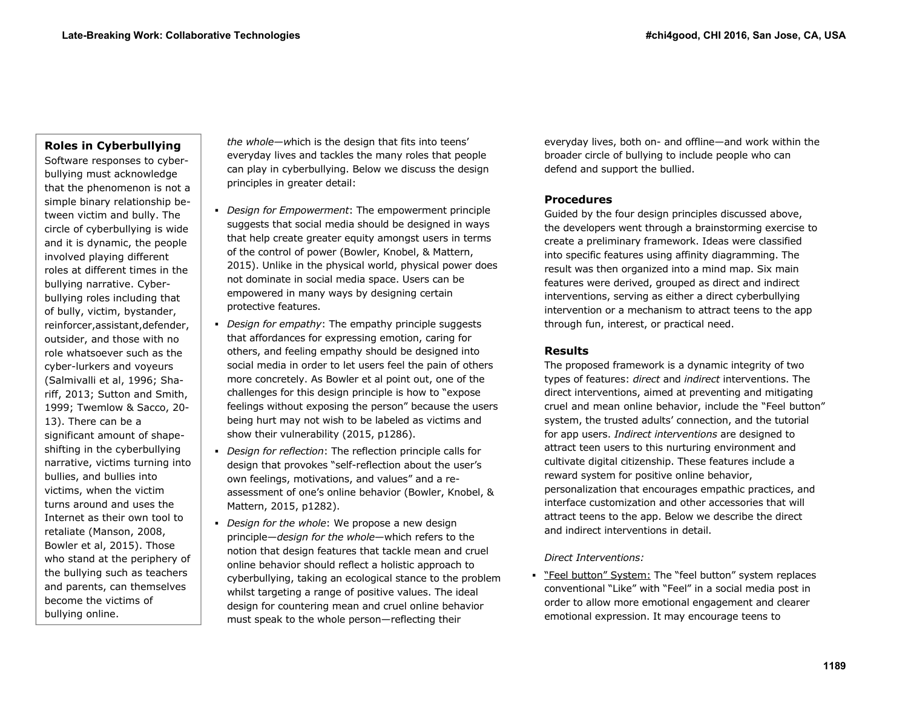### Roles in Cyberbullying

Software responses to cyber-bullying must acknowledge that the phenomenon is not a simple binary relationship between victim and bully. The circle of cyberbullying is wide and it is dynamic, the people involved playing different roles at different times in the bullying narrative. Cyber-bullying roles including that of bully, victim, bystander, reinforcer,assistant,defender, outsider, and those with no role whatsoever such as the cyber-lurkers and voyeurs (Salmivalli et al, 1996; Shariff, 2013; Sutton and Smith, 1999; Twemlow & Sacco, 2013). There can be a significant amount of shape-shifting in the cyberbullying narrative, victims turning into bullies, and bullies into victims, when the victim turns around and uses the Internet as their own tool to retaliate (Manson, 2008, Bowler et al, 2015). Those who stand at the periphery of the bullying such as teachers and parents, can themselves become the victims of bullying online.

*the whole—w*hich is the design that fits into teens' everyday lives and tackles the many roles that people can play in cyberbullying. Below we discuss the design principles in greater detail:

- *Design for Empowerment*: The empowerment principle suggests that social media should be designed in ways that help create greater equity amongst users in terms of the control of power (Bowler, Knobel, & Mattern, 2015). Unlike in the physical world, physical power does not dominate in social media space. Users can be empowered in many ways by designing certain protective features.
- *Design for empathy*: The empathy principle suggests that affordances for expressing emotion, caring for others, and feeling empathy should be designed into social media in order to let users feel the pain of others more concretely. As Bowler et al point out, one of the challenges for this design principle is how to "expose feelings without exposing the person" because the users being hurt may not wish to be labeled as victims and show their vulnerability (2015, p1286).
- *Design for reflection*: The reflection principle calls for design that provokes "self-reflection about the user's own feelings, motivations, and values" and a re-assessment of one's online behavior (Bowler, Knobel, & Mattern, 2015, p1282).
- *Design for the whole*: We propose a new design principle—*design for the whole*—which refers to the notion that design features that tackle mean and cruel online behavior should reflect a holistic approach to cyberbullying, taking an ecological stance to the problem whilst targeting a range of positive values. The ideal design for countering mean and cruel online behavior must speak to the whole person—reflecting their everyday lives, both on- and offline—and work within the broader circle of bullying to include people who can defend and support the bullied.

### Procedures

Guided by the four design principles discussed above, the developers went through a brainstorming exercise to create a preliminary framework. Ideas were classified into specific features using affinity diagramming. The result was then organized into a mind map. Six main features were derived, grouped as direct and indirect interventions, serving as either a direct cyberbullying intervention or a mechanism to attract teens to the app through fun, interest, or practical need.

### Results

The proposed framework is a dynamic integrity of two types of features: *direct* and *indirect* interventions. The direct interventions, aimed at preventing and mitigating cruel and mean online behavior, include the "Feel button" system, the trusted adults' connection, and the tutorial for app users. *Indirect interventions* are designed to attract teen users to this nurturing environment and cultivate digital citizenship. These features include a reward system for positive online behavior, personalization that encourages empathic practices, and interface customization and other accessories that will attract teens to the app. Below we describe the direct and indirect interventions in detail.

*Direct Interventions:*

- "Feel button" System: The "feel button" system replaces conventional "Like" with "Feel" in a social media post in order to allow more emotional engagement and clearer emotional expression. It may encourage teens to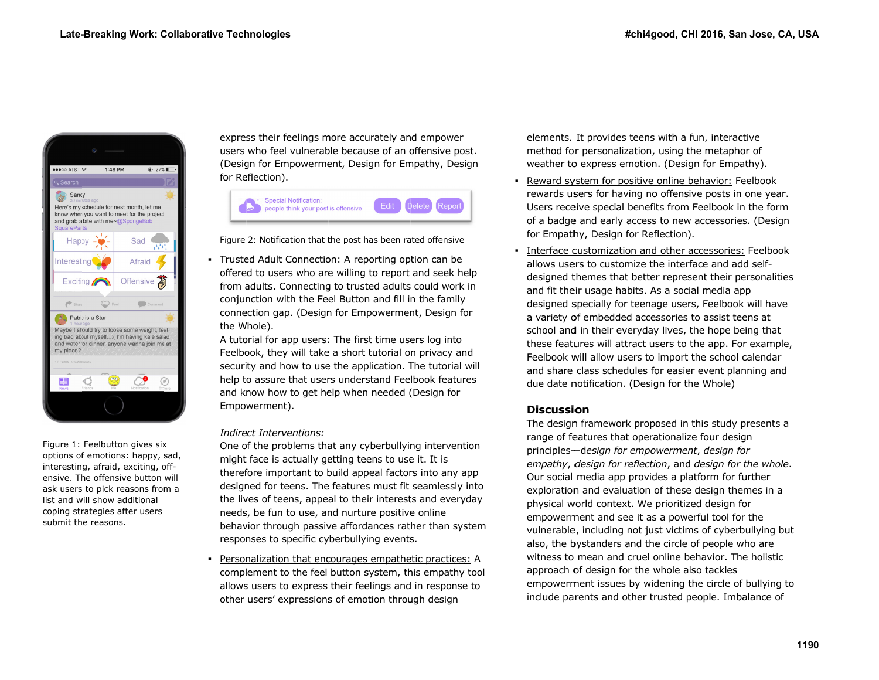Figure 1: Feelbutton gives six options of emotions: happy, sad, interesting, afraid, exciting, offensive. The offensive button will ask users to pick reasons from a list and will show additional coping strategies after users submit the reasons.

express their feelings more accurately and empower users who feel vulnerable because of an offensive post. (Design for Empowerment, Design for Empathy, Design for Reflection).

Figure 2: Notification that the post has been rated offensive

- Trusted Adult Connection: A reporting option can be offered to users who are willing to report and seek help from adults. Connecting to trusted adults could work in conjunction with the Feel Button and fill in the family connection gap. (Design for Empowerment, Design for the Whole).
  A tutorial for app users: The first time users log into Feelbook, they will take a short tutorial on privacy and security and how to use the application. The tutorial will help to assure that users understand Feelbook features and know how to get help when needed (Design for Empowerment).

*Indirect Interventions:*
One of the problems that any cyberbullying intervention might face is actually getting teens to use it. It is therefore important to build appeal factors into any app designed for teens. The features must fit seamlessly into the lives of teens, appeal to their interests and everyday needs, be fun to use, and nurture positive online behavior through passive affordances rather than system responses to specific cyberbullying events.

- Personalization that encourages empathetic practices: A complement to the feel button system, this empathy tool allows users to express their feelings and in response to other users' expressions of emotion through design elements. It provides teens with a fun, interactive method for personalization, using the metaphor of weather to express emotion. (Design for Empathy).
- Reward system for positive online behavior: Feelbook rewards users for having no offensive posts in one year. Users receive special benefits from Feelbook in the form of a badge and early access to new accessories. (Design for Empathy, Design for Reflection).
- Interface customization and other accessories: Feelbook allows users to customize the interface and add self-designed themes that better represent their personalities and fit their usage habits. As a social media app designed specially for teenage users, Feelbook will have a variety of embedded accessories to assist teens at school and in their everyday lives, the hope being that these features will attract users to the app. For example, Feelbook will allow users to import the school calendar and share class schedules for easier event planning and due date notification. (Design for the Whole)

## Discussion

The design framework proposed in this study presents a range of features that operationalize four design principles—*design for empowerment*, *design for empathy*, *design for reflection*, and *design for the whole*. Our social media app provides a platform for further exploration and evaluation of these design themes in a physical world context. We prioritized design for empowerment and see it as a powerful tool for the vulnerable, including not just victims of cyberbullying but also, the bystanders and the circle of people who are witness to mean and cruel online behavior. The holistic approach of design for the whole also tackles empowerment issues by widening the circle of bullying to include parents and other trusted people. Imbalance of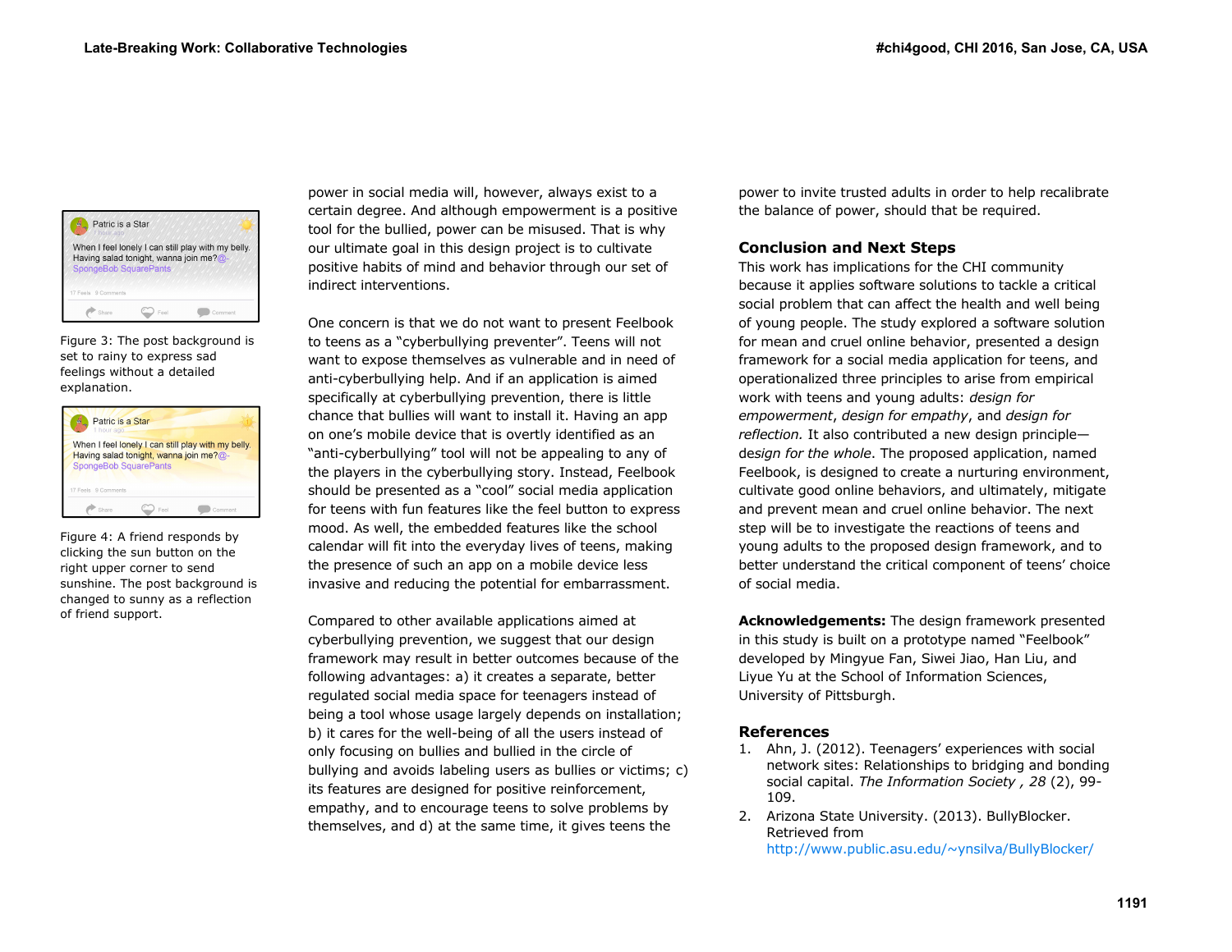Figure 3: The post background is set to rainy to express sad feelings without a detailed explanation.

Figure 4: A friend responds by clicking the sun button on the right upper corner to send sunshine. The post background is changed to sunny as a reflection of friend support.

power in social media will, however, always exist to a certain degree. And although empowerment is a positive tool for the bullied, power can be misused. That is why our ultimate goal in this design project is to cultivate positive habits of mind and behavior through our set of indirect interventions.

One concern is that we do not want to present Feelbook to teens as a "cyberbullying preventer". Teens will not want to expose themselves as vulnerable and in need of anti-cyberbullying help. And if an application is aimed specifically at cyberbullying prevention, there is little chance that bullies will want to install it. Having an app on one's mobile device that is overtly identified as an "anti-cyberbullying" tool will not be appealing to any of the players in the cyberbullying story. Instead, Feelbook should be presented as a "cool" social media application for teens with fun features like the feel button to express mood. As well, the embedded features like the school calendar will fit into the everyday lives of teens, making the presence of such an app on a mobile device less invasive and reducing the potential for embarrassment.

Compared to other available applications aimed at cyberbullying prevention, we suggest that our design framework may result in better outcomes because of the following advantages: a) it creates a separate, better regulated social media space for teenagers instead of being a tool whose usage largely depends on installation; b) it cares for the well-being of all the users instead of only focusing on bullies and bullied in the circle of bullying and avoids labeling users as bullies or victims; c) its features are designed for positive reinforcement, empathy, and to encourage teens to solve problems by themselves, and d) at the same time, it gives teens the power to invite trusted adults in order to help recalibrate the balance of power, should that be required.

## Conclusion and Next Steps

This work has implications for the CHI community because it applies software solutions to tackle a critical social problem that can affect the health and well being of young people. The study explored a software solution for mean and cruel online behavior, presented a design framework for a social media application for teens, and operationalized three principles to arise from empirical work with teens and young adults: *design for empowerment*, *design for empathy*, and *design for reflection.* It also contributed a new design principle—*design for the whole*. The proposed application, named Feelbook, is designed to create a nurturing environment, cultivate good online behaviors, and ultimately, mitigate and prevent mean and cruel online behavior. The next step will be to investigate the reactions of teens and young adults to the proposed design framework, and to better understand the critical component of teens' choice of social media.

**Acknowledgements:** The design framework presented in this study is built on a prototype named "Feelbook" developed by Mingyue Fan, Siwei Jiao, Han Liu, and Liyue Yu at the School of Information Sciences, University of Pittsburgh.

## References

1. Ahn, J. (2012). Teenagers' experiences with social network sites: Relationships to bridging and bonding social capital. *The Information Society , 28* (2), 99-109.
2. Arizona State University. (2013). BullyBlocker. Retrieved from http://www.public.asu.edu/~ynsilva/BullyBlocker/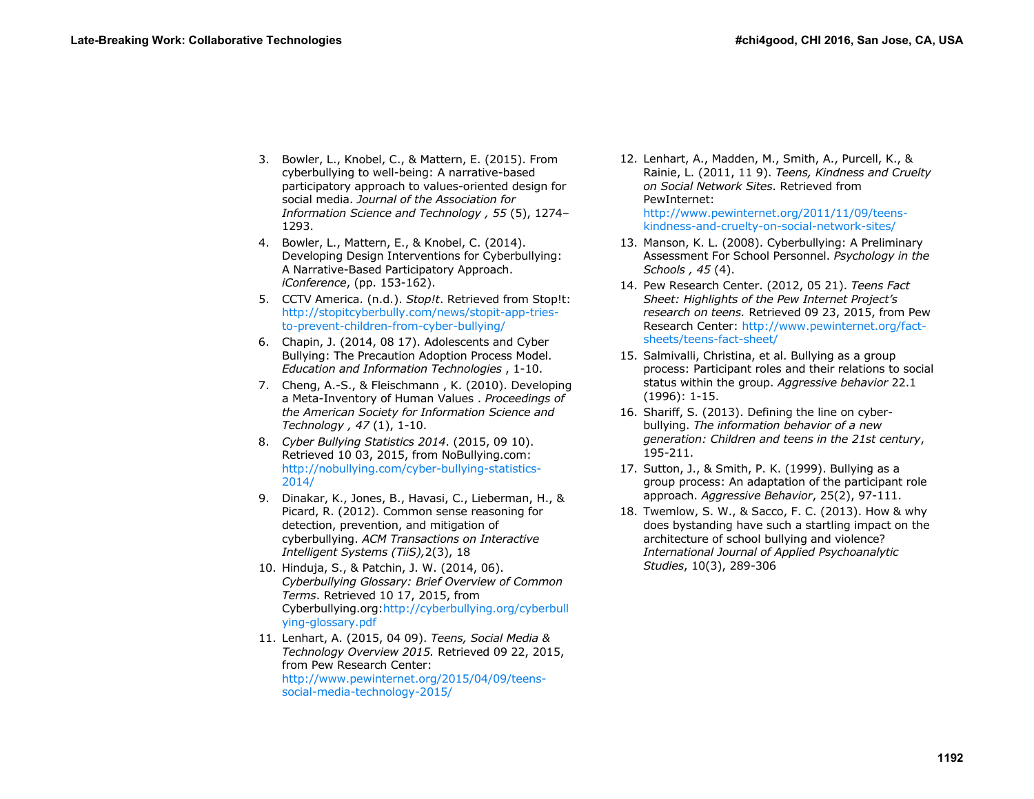3. Bowler, L., Knobel, C., & Mattern, E. (2015). From cyberbullying to well-being: A narrative-based participatory approach to values-oriented design for social media. *Journal of the Association for Information Science and Technology , 55* (5), 1274–1293.
4. Bowler, L., Mattern, E., & Knobel, C. (2014). Developing Design Interventions for Cyberbullying: A Narrative-Based Participatory Approach. *iConference*, (pp. 153-162).
5. CCTV America. (n.d.). *Stop!t*. Retrieved from Stop!t: http://stopitcyberbully.com/news/stopit-app-tries-to-prevent-children-from-cyber-bullying/
6. Chapin, J. (2014, 08 17). Adolescents and Cyber Bullying: The Precaution Adoption Process Model. *Education and Information Technologies* , 1-10.
7. Cheng, A.-S., & Fleischmann , K. (2010). Developing a Meta-Inventory of Human Values . *Proceedings of the American Society for Information Science and Technology , 47* (1), 1-10.
8. *Cyber Bullying Statistics 2014*. (2015, 09 10). Retrieved 10 03, 2015, from NoBullying.com: http://nobullying.com/cyber-bullying-statistics-2014/
9. Dinakar, K., Jones, B., Havasi, C., Lieberman, H., & Picard, R. (2012). Common sense reasoning for detection, prevention, and mitigation of cyberbullying. *ACM Transactions on Interactive Intelligent Systems (TiiS),*2(3), 18
10. Hinduja, S., & Patchin, J. W. (2014, 06). *Cyberbullying Glossary: Brief Overview of Common Terms*. Retrieved 10 17, 2015, from Cyberbullying.org:http://cyberbullying.org/cyberbullying-glossary.pdf
11. Lenhart, A. (2015, 04 09). *Teens, Social Media & Technology Overview 2015.* Retrieved 09 22, 2015, from Pew Research Center: http://www.pewinternet.org/2015/04/09/teens-social-media-technology-2015/
12. Lenhart, A., Madden, M., Smith, A., Purcell, K., & Rainie, L. (2011, 11 9). *Teens, Kindness and Cruelty on Social Network Sites*. Retrieved from PewInternet: http://www.pewinternet.org/2011/11/09/teens-kindness-and-cruelty-on-social-network-sites/
13. Manson, K. L. (2008). Cyberbullying: A Preliminary Assessment For School Personnel. *Psychology in the Schools , 45* (4).
14. Pew Research Center. (2012, 05 21). *Teens Fact Sheet: Highlights of the Pew Internet Project's research on teens.* Retrieved 09 23, 2015, from Pew Research Center: http://www.pewinternet.org/fact-sheets/teens-fact-sheet/
15. Salmivalli, Christina, et al. Bullying as a group process: Participant roles and their relations to social status within the group. *Aggressive behavior* 22.1 (1996): 1-15.
16. Shariff, S. (2013). Defining the line on cyber-bullying. *The information behavior of a new generation: Children and teens in the 21st century*, 195-211.
17. Sutton, J., & Smith, P. K. (1999). Bullying as a group process: An adaptation of the participant role approach. *Aggressive Behavior*, 25(2), 97-111.
18. Twemlow, S. W., & Sacco, F. C. (2013). How & why does bystanding have such a startling impact on the architecture of school bullying and violence? *International Journal of Applied Psychoanalytic Studies*, 10(3), 289-306